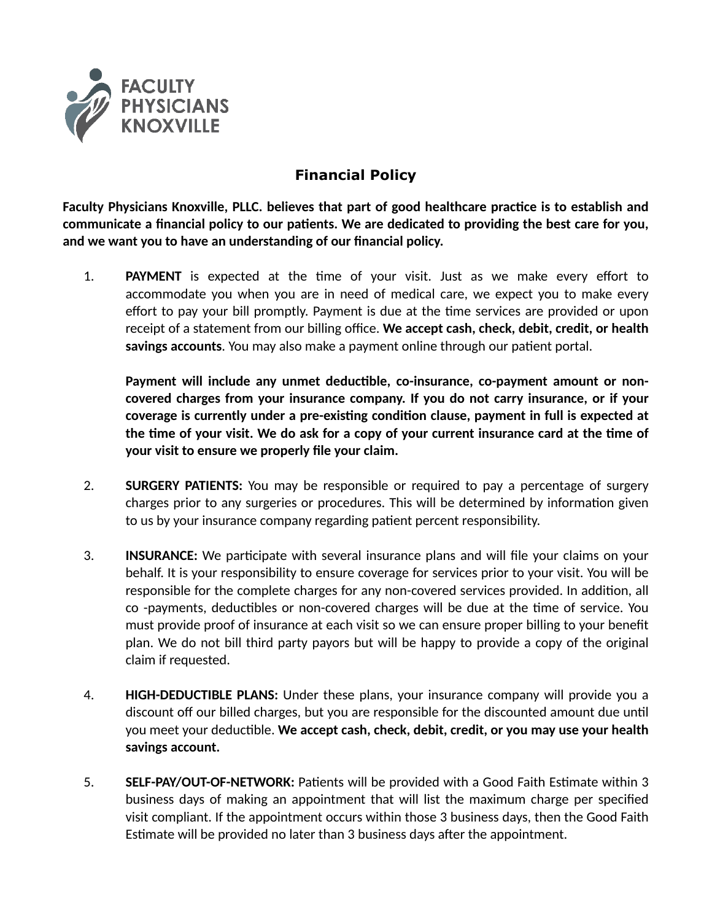FACULTY PHYSICIANS KNOXVILLE

# Financial Policy

**Faculty Physicians Knoxville, PLLC. believes that part of good healthcare practice is to establish and communicate a financial policy to our patients. We are dedicated to providing the best care for you, and we want you to have an understanding of our financial policy.**

1. **PAYMENT** is expected at the time of your visit. Just as we make every effort to accommodate you when you are in need of medical care, we expect you to make every effort to pay your bill promptly. Payment is due at the time services are provided or upon receipt of a statement from our billing office. **We accept cash, check, debit, credit, or health savings accounts**. You may also make a payment online through our patient portal.

   **Payment will include any unmet deductible, co-insurance, co-payment amount or non-covered charges from your insurance company. If you do not carry insurance, or if your coverage is currently under a pre-existing condition clause, payment in full is expected at the time of your visit. We do ask for a copy of your current insurance card at the time of your visit to ensure we properly file your claim.**

2. **SURGERY PATIENTS:** You may be responsible or required to pay a percentage of surgery charges prior to any surgeries or procedures. This will be determined by information given to us by your insurance company regarding patient percent responsibility.

3. **INSURANCE:** We participate with several insurance plans and will file your claims on your behalf. It is your responsibility to ensure coverage for services prior to your visit. You will be responsible for the complete charges for any non-covered services provided. In addition, all co -payments, deductibles or non-covered charges will be due at the time of service. You must provide proof of insurance at each visit so we can ensure proper billing to your benefit plan. We do not bill third party payors but will be happy to provide a copy of the original claim if requested.

4. **HIGH-DEDUCTIBLE PLANS:** Under these plans, your insurance company will provide you a discount off our billed charges, but you are responsible for the discounted amount due until you meet your deductible. **We accept cash, check, debit, credit, or you may use your health savings account.**

5. **SELF-PAY/OUT-OF-NETWORK:** Patients will be provided with a Good Faith Estimate within 3 business days of making an appointment that will list the maximum charge per specified visit compliant. If the appointment occurs within those 3 business days, then the Good Faith Estimate will be provided no later than 3 business days after the appointment.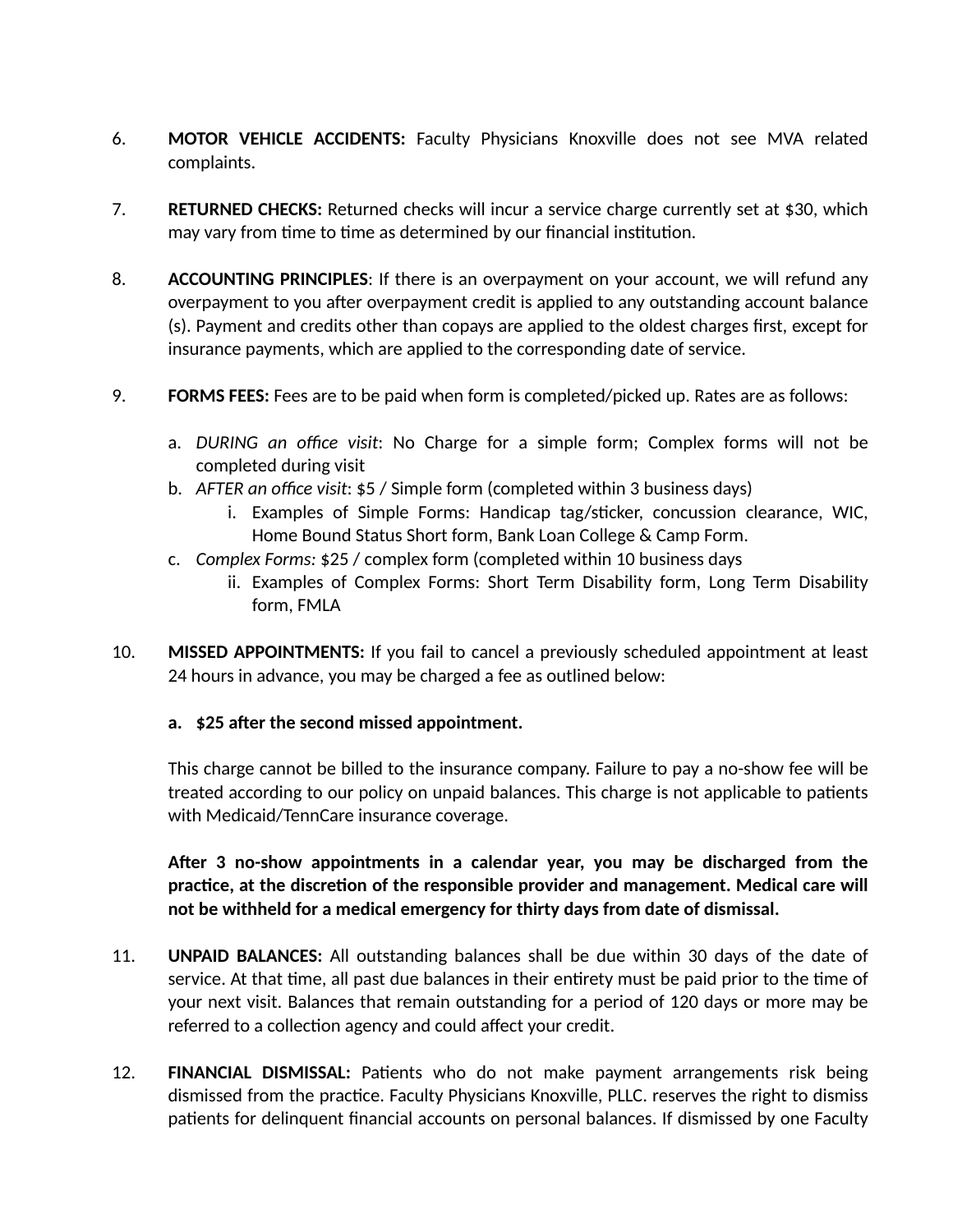6. **MOTOR VEHICLE ACCIDENTS:** Faculty Physicians Knoxville does not see MVA related complaints.

7. **RETURNED CHECKS:** Returned checks will incur a service charge currently set at $30, which may vary from time to time as determined by our financial institution.

8. **ACCOUNTING PRINCIPLES**: If there is an overpayment on your account, we will refund any overpayment to you after overpayment credit is applied to any outstanding account balance (s). Payment and credits other than copays are applied to the oldest charges first, except for insurance payments, which are applied to the corresponding date of service.

9. **FORMS FEES:** Fees are to be paid when form is completed/picked up. Rates are as follows:

   a. *DURING an office visit*: No Charge for a simple form; Complex forms will not be completed during visit
   b. *AFTER an office visit*: $5 / Simple form (completed within 3 business days)
      i. Examples of Simple Forms: Handicap tag/sticker, concussion clearance, WIC, Home Bound Status Short form, Bank Loan College & Camp Form.
   c. *Complex Forms:* $25 / complex form (completed within 10 business days
      ii. Examples of Complex Forms: Short Term Disability form, Long Term Disability form, FMLA

10. **MISSED APPOINTMENTS:** If you fail to cancel a previously scheduled appointment at least 24 hours in advance, you may be charged a fee as outlined below:

    **a. $25 after the second missed appointment.**

    This charge cannot be billed to the insurance company. Failure to pay a no-show fee will be treated according to our policy on unpaid balances. This charge is not applicable to patients with Medicaid/TennCare insurance coverage.

    **After 3 no-show appointments in a calendar year, you may be discharged from the practice, at the discretion of the responsible provider and management. Medical care will not be withheld for a medical emergency for thirty days from date of dismissal.**

11. **UNPAID BALANCES:** All outstanding balances shall be due within 30 days of the date of service. At that time, all past due balances in their entirety must be paid prior to the time of your next visit. Balances that remain outstanding for a period of 120 days or more may be referred to a collection agency and could affect your credit.

12. **FINANCIAL DISMISSAL:** Patients who do not make payment arrangements risk being dismissed from the practice. Faculty Physicians Knoxville, PLLC. reserves the right to dismiss patients for delinquent financial accounts on personal balances. If dismissed by one Faculty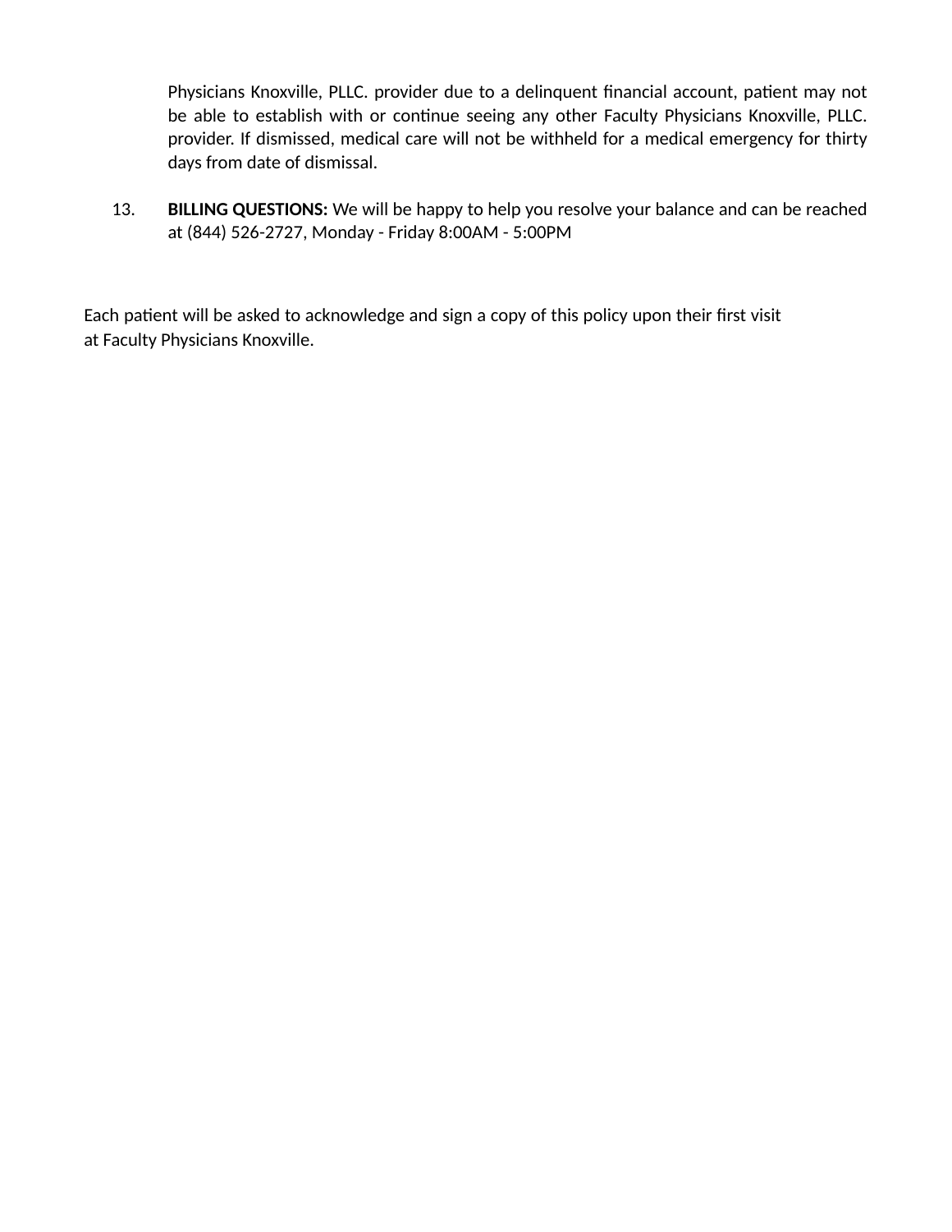Physicians Knoxville, PLLC. provider due to a delinquent financial account, patient may not be able to establish with or continue seeing any other Faculty Physicians Knoxville, PLLC. provider. If dismissed, medical care will not be withheld for a medical emergency for thirty days from date of dismissal.

13. **BILLING QUESTIONS:** We will be happy to help you resolve your balance and can be reached at (844) 526-2727, Monday - Friday 8:00AM - 5:00PM

Each patient will be asked to acknowledge and sign a copy of this policy upon their first visit at Faculty Physicians Knoxville.